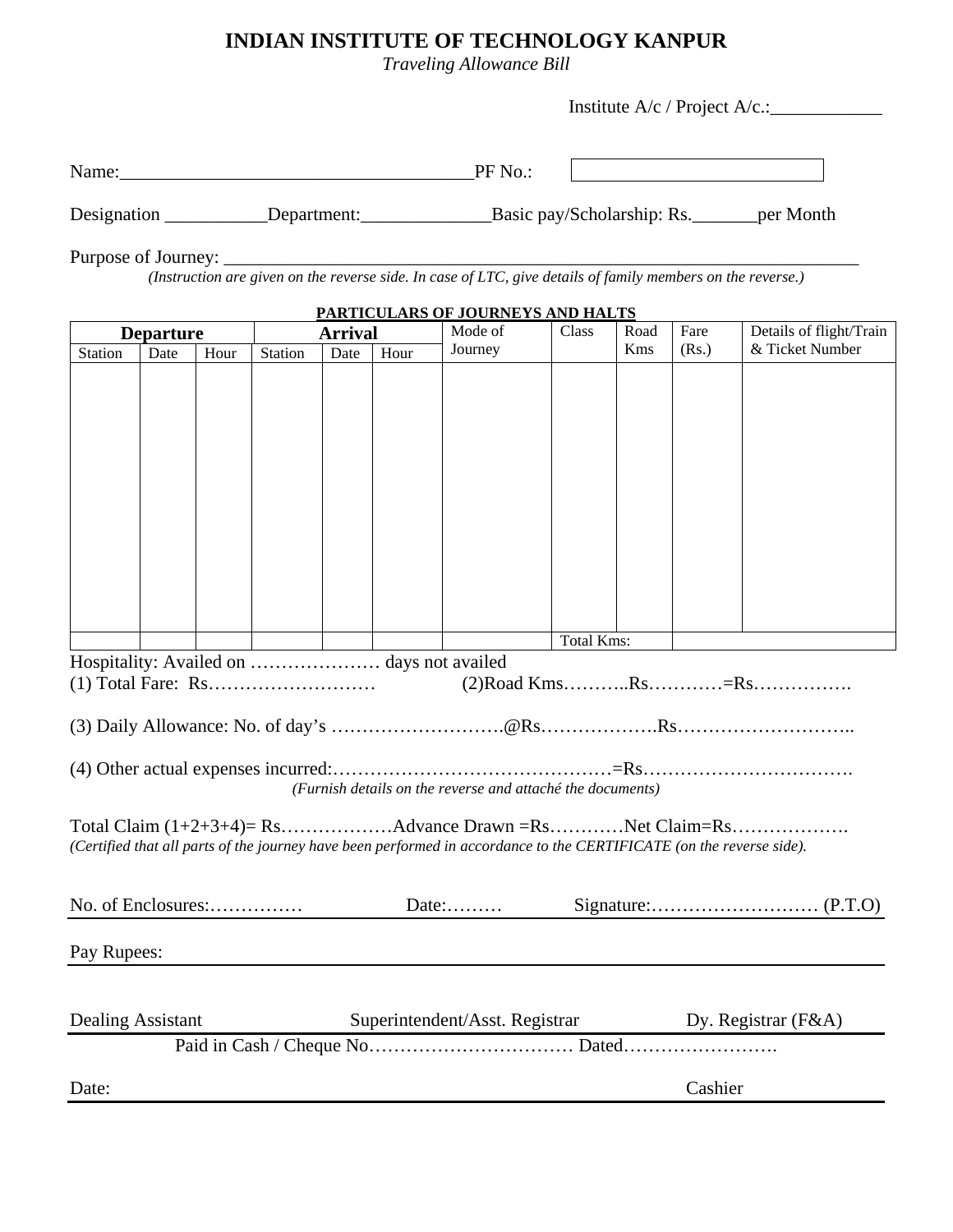# INDIAN INSTITUTE OF TECHNOLOGY KANPUR

*Traveling Allowance Bill*

Institute A/c / Project A/c.:____________

Name:_____________________________________PF No.: [ ]

Designation ___________Department:______________Basic pay/Scholarship: Rs._______per Month

Purpose of Journey: ______________________________________________________________________

*(Instruction are given on the reverse side. In case of LTC, give details of family members on the reverse.)*

**PARTICULARS OF JOURNEYS AND HALTS**

| Departure | | | Arrival | | | Mode of Journey | Class | Road Kms | Fare (Rs.) | Details of flight/Train & Ticket Number |
|---|---|---|---|---|---|---|---|---|---|---|
| Station | Date | Hour | Station | Date | Hour | | | | | |
| | | | | | | | | | | |
| | | | | | | | Total Kms: | | | |

Hospitality: Availed on ………………… days not availed

(1) Total Fare: Rs……………………… (2)Road Kms………..Rs…………=Rs…………….

(3) Daily Allowance: No. of day's ……………………….@Rs……………….Rs………………………..

(4) Other actual expenses incurred:………………………………………=Rs…………………………….

*(Furnish details on the reverse and attaché the documents)*

Total Claim (1+2+3+4)= Rs………………Advance Drawn =Rs…………Net Claim=Rs……………….

*(Certified that all parts of the journey have been performed in accordance to the CERTIFICATE (on the reverse side).*

No. of Enclosures:…………… Date:……… Signature:……………………… (P.T.O)

Pay Rupees:

Dealing Assistant Superintendent/Asst. Registrar Dy. Registrar (F&A)

Paid in Cash / Cheque No…………………………… Dated…………………….

Date: Cashier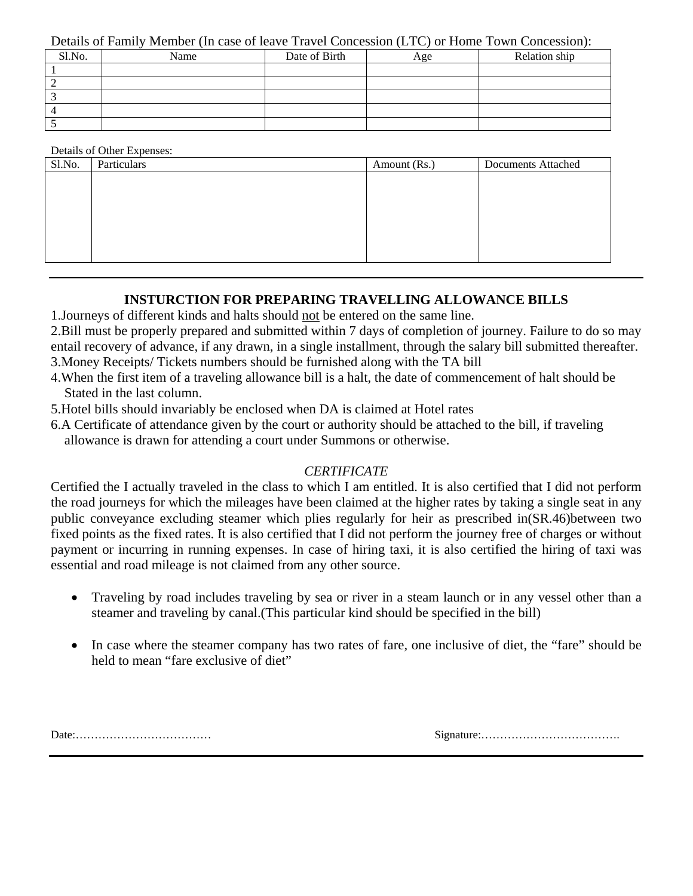Details of Family Member (In case of leave Travel Concession (LTC) or Home Town Concession):

| Sl.No. | Name | Date of Birth | Age | Relation ship |
|---|---|---|---|---|
| 1 | | | | |
| 2 | | | | |
| 3 | | | | |
| 4 | | | | |
| 5 | | | | |

Details of Other Expenses:

| Sl.No. | Particulars | Amount (Rs.) | Documents Attached |
|---|---|---|---|
| | | | |

---

## INSTURCTION FOR PREPARING TRAVELLING ALLOWANCE BILLS

1.Journeys of different kinds and halts should <u>not</u> be entered on the same line.
2.Bill must be properly prepared and submitted within 7 days of completion of journey. Failure to do so may entail recovery of advance, if any drawn, in a single installment, through the salary bill submitted thereafter.
3.Money Receipts/ Tickets numbers should be furnished along with the TA bill
4.When the first item of a traveling allowance bill is a halt, the date of commencement of halt should be Stated in the last column.
5.Hotel bills should invariably be enclosed when DA is claimed at Hotel rates
6.A Certificate of attendance given by the court or authority should be attached to the bill, if traveling allowance is drawn for attending a court under Summons or otherwise.

*CERTIFICATE*

Certified the I actually traveled in the class to which I am entitled. It is also certified that I did not perform the road journeys for which the mileages have been claimed at the higher rates by taking a single seat in any public conveyance excluding steamer which plies regularly for heir as prescribed in(SR.46)between two fixed points as the fixed rates. It is also certified that I did not perform the journey free of charges or without payment or incurring in running expenses. In case of hiring taxi, it is also certified the hiring of taxi was essential and road mileage is not claimed from any other source.

- Traveling by road includes traveling by sea or river in a steam launch or in any vessel other than a steamer and traveling by canal.(This particular kind should be specified in the bill)
- In case where the steamer company has two rates of fare, one inclusive of diet, the "fare" should be held to mean "fare exclusive of diet"

Date:……………………………… Signature:……………………………….